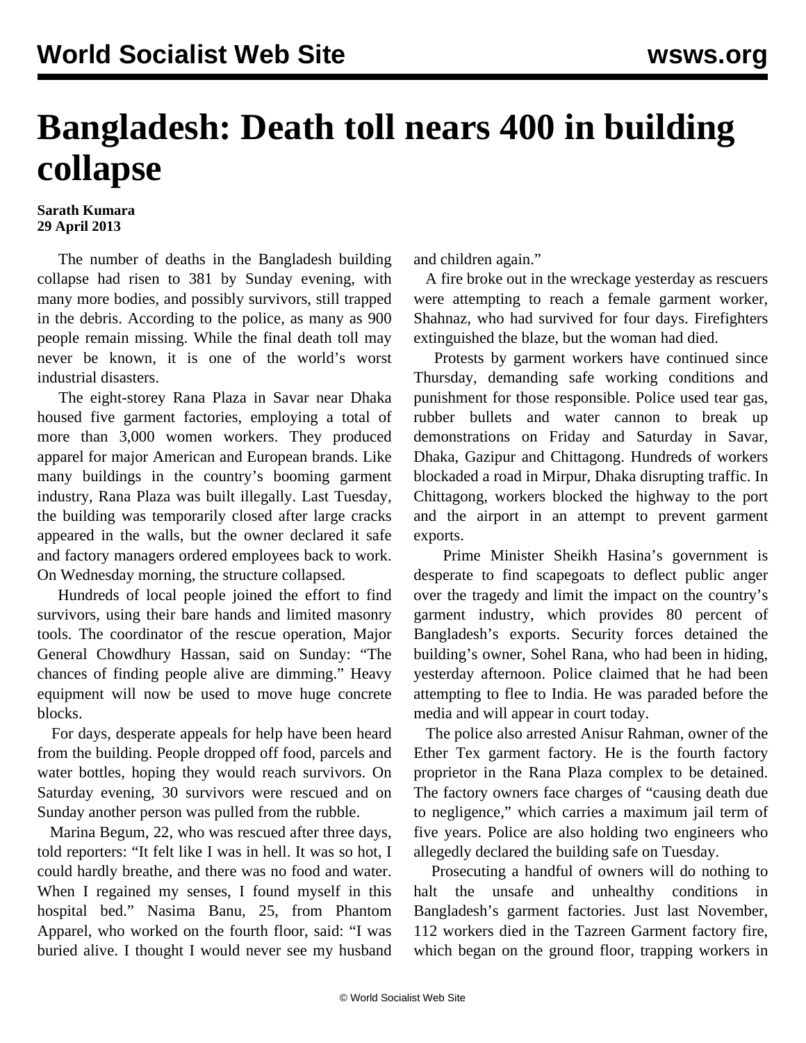# Bangladesh: Death toll nears 400 in building collapse

**Sarath Kumara**
**29 April 2013**

The number of deaths in the Bangladesh building collapse had risen to 381 by Sunday evening, with many more bodies, and possibly survivors, still trapped in the debris. According to the police, as many as 900 people remain missing. While the final death toll may never be known, it is one of the world's worst industrial disasters.

The eight-storey Rana Plaza in Savar near Dhaka housed five garment factories, employing a total of more than 3,000 women workers. They produced apparel for major American and European brands. Like many buildings in the country's booming garment industry, Rana Plaza was built illegally. Last Tuesday, the building was temporarily closed after large cracks appeared in the walls, but the owner declared it safe and factory managers ordered employees back to work. On Wednesday morning, the structure collapsed.

Hundreds of local people joined the effort to find survivors, using their bare hands and limited masonry tools. The coordinator of the rescue operation, Major General Chowdhury Hassan, said on Sunday: "The chances of finding people alive are dimming." Heavy equipment will now be used to move huge concrete blocks.

For days, desperate appeals for help have been heard from the building. People dropped off food, parcels and water bottles, hoping they would reach survivors. On Saturday evening, 30 survivors were rescued and on Sunday another person was pulled from the rubble.

Marina Begum, 22, who was rescued after three days, told reporters: "It felt like I was in hell. It was so hot, I could hardly breathe, and there was no food and water. When I regained my senses, I found myself in this hospital bed." Nasima Banu, 25, from Phantom Apparel, who worked on the fourth floor, said: "I was buried alive. I thought I would never see my husband and children again."

A fire broke out in the wreckage yesterday as rescuers were attempting to reach a female garment worker, Shahnaz, who had survived for four days. Firefighters extinguished the blaze, but the woman had died.

Protests by garment workers have continued since Thursday, demanding safe working conditions and punishment for those responsible. Police used tear gas, rubber bullets and water cannon to break up demonstrations on Friday and Saturday in Savar, Dhaka, Gazipur and Chittagong. Hundreds of workers blockaded a road in Mirpur, Dhaka disrupting traffic. In Chittagong, workers blocked the highway to the port and the airport in an attempt to prevent garment exports.

Prime Minister Sheikh Hasina's government is desperate to find scapegoats to deflect public anger over the tragedy and limit the impact on the country's garment industry, which provides 80 percent of Bangladesh's exports. Security forces detained the building's owner, Sohel Rana, who had been in hiding, yesterday afternoon. Police claimed that he had been attempting to flee to India. He was paraded before the media and will appear in court today.

The police also arrested Anisur Rahman, owner of the Ether Tex garment factory. He is the fourth factory proprietor in the Rana Plaza complex to be detained. The factory owners face charges of "causing death due to negligence," which carries a maximum jail term of five years. Police are also holding two engineers who allegedly declared the building safe on Tuesday.

Prosecuting a handful of owners will do nothing to halt the unsafe and unhealthy conditions in Bangladesh's garment factories. Just last November, 112 workers died in the Tazreen Garment factory fire, which began on the ground floor, trapping workers in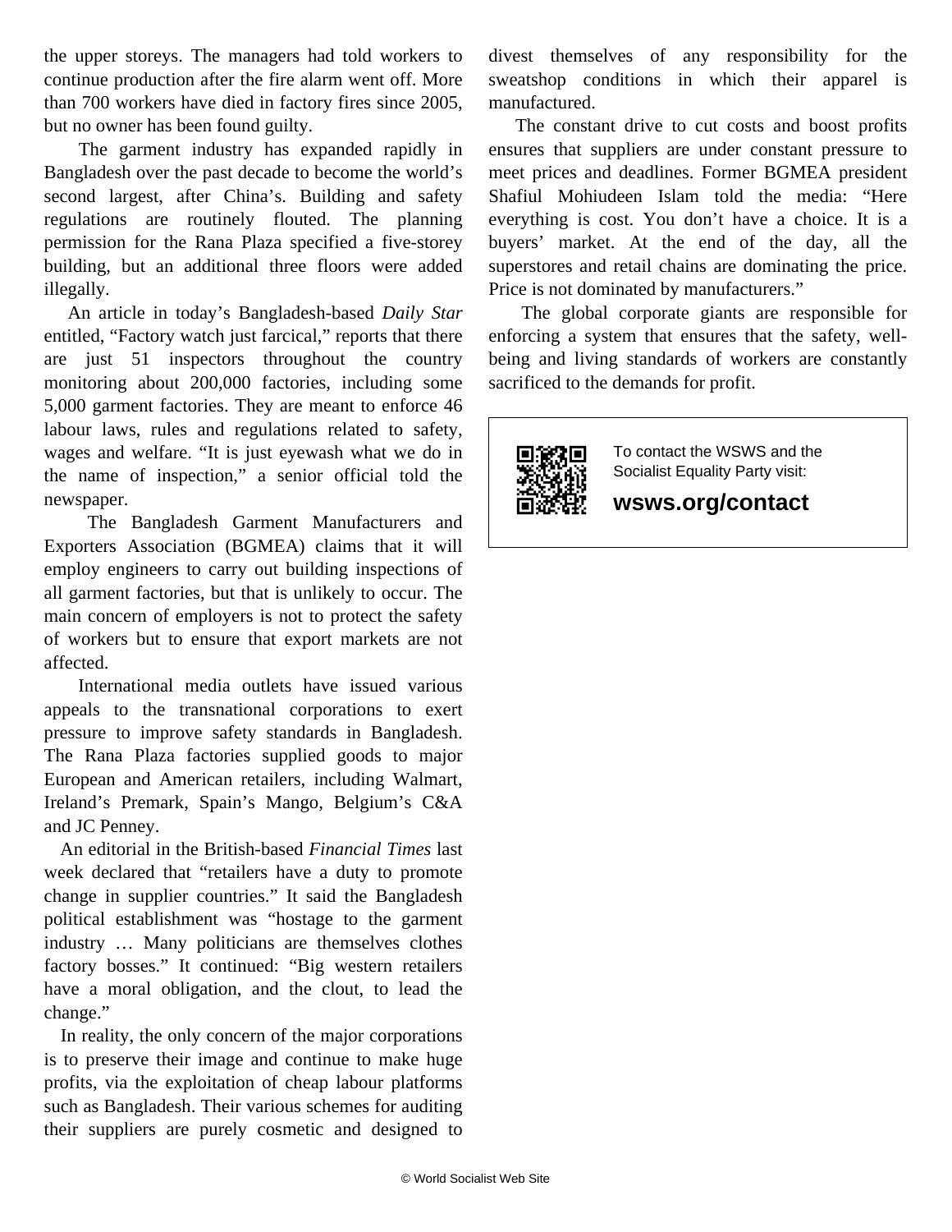the upper storeys. The managers had told workers to continue production after the fire alarm went off. More than 700 workers have died in factory fires since 2005, but no owner has been found guilty.

The garment industry has expanded rapidly in Bangladesh over the past decade to become the world's second largest, after China's. Building and safety regulations are routinely flouted. The planning permission for the Rana Plaza specified a five-storey building, but an additional three floors were added illegally.

An article in today's Bangladesh-based *Daily Star* entitled, "Factory watch just farcical," reports that there are just 51 inspectors throughout the country monitoring about 200,000 factories, including some 5,000 garment factories. They are meant to enforce 46 labour laws, rules and regulations related to safety, wages and welfare. "It is just eyewash what we do in the name of inspection," a senior official told the newspaper.

The Bangladesh Garment Manufacturers and Exporters Association (BGMEA) claims that it will employ engineers to carry out building inspections of all garment factories, but that is unlikely to occur. The main concern of employers is not to protect the safety of workers but to ensure that export markets are not affected.

International media outlets have issued various appeals to the transnational corporations to exert pressure to improve safety standards in Bangladesh. The Rana Plaza factories supplied goods to major European and American retailers, including Walmart, Ireland's Premark, Spain's Mango, Belgium's C&A and JC Penney.

An editorial in the British-based *Financial Times* last week declared that "retailers have a duty to promote change in supplier countries." It said the Bangladesh political establishment was "hostage to the garment industry … Many politicians are themselves clothes factory bosses." It continued: "Big western retailers have a moral obligation, and the clout, to lead the change."

In reality, the only concern of the major corporations is to preserve their image and continue to make huge profits, via the exploitation of cheap labour platforms such as Bangladesh. Their various schemes for auditing their suppliers are purely cosmetic and designed to divest themselves of any responsibility for the sweatshop conditions in which their apparel is manufactured.

The constant drive to cut costs and boost profits ensures that suppliers are under constant pressure to meet prices and deadlines. Former BGMEA president Shafiul Mohiudeen Islam told the media: "Here everything is cost. You don't have a choice. It is a buyers' market. At the end of the day, all the superstores and retail chains are dominating the price. Price is not dominated by manufacturers."

The global corporate giants are responsible for enforcing a system that ensures that the safety, well-being and living standards of workers are constantly sacrificed to the demands for profit.

To contact the WSWS and the Socialist Equality Party visit:

**wsws.org/contact**